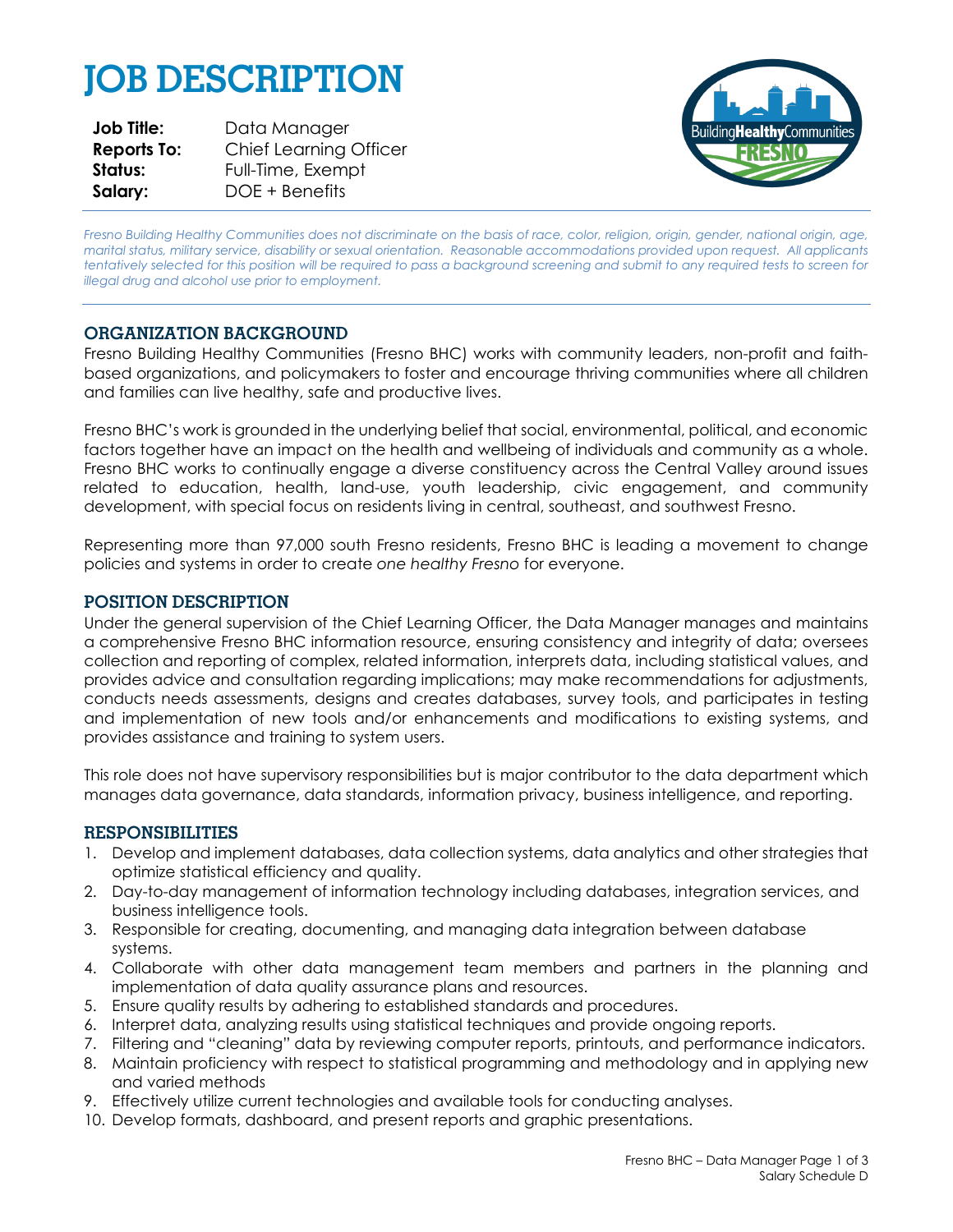# JOB DESCRIPTION

| | |
|---|---|
| **Job Title:** | Data Manager |
| **Reports To:** | Chief Learning Officer |
| **Status:** | Full-Time, Exempt |
| **Salary:** | DOE + Benefits |

*Fresno Building Healthy Communities does not discriminate on the basis of race, color, religion, origin, gender, national origin, age, marital status, military service, disability or sexual orientation. Reasonable accommodations provided upon request. All applicants tentatively selected for this position will be required to pass a background screening and submit to any required tests to screen for illegal drug and alcohol use prior to employment.*

## ORGANIZATION BACKGROUND

Fresno Building Healthy Communities (Fresno BHC) works with community leaders, non-profit and faith-based organizations, and policymakers to foster and encourage thriving communities where all children and families can live healthy, safe and productive lives.

Fresno BHC's work is grounded in the underlying belief that social, environmental, political, and economic factors together have an impact on the health and wellbeing of individuals and community as a whole. Fresno BHC works to continually engage a diverse constituency across the Central Valley around issues related to education, health, land-use, youth leadership, civic engagement, and community development, with special focus on residents living in central, southeast, and southwest Fresno.

Representing more than 97,000 south Fresno residents, Fresno BHC is leading a movement to change policies and systems in order to create *one healthy Fresno* for everyone.

## POSITION DESCRIPTION

Under the general supervision of the Chief Learning Officer, the Data Manager manages and maintains a comprehensive Fresno BHC information resource, ensuring consistency and integrity of data; oversees collection and reporting of complex, related information, interprets data, including statistical values, and provides advice and consultation regarding implications; may make recommendations for adjustments, conducts needs assessments, designs and creates databases, survey tools, and participates in testing and implementation of new tools and/or enhancements and modifications to existing systems, and provides assistance and training to system users.

This role does not have supervisory responsibilities but is major contributor to the data department which manages data governance, data standards, information privacy, business intelligence, and reporting.

## RESPONSIBILITIES

1. Develop and implement databases, data collection systems, data analytics and other strategies that optimize statistical efficiency and quality.
2. Day-to-day management of information technology including databases, integration services, and business intelligence tools.
3. Responsible for creating, documenting, and managing data integration between database systems.
4. Collaborate with other data management team members and partners in the planning and implementation of data quality assurance plans and resources.
5. Ensure quality results by adhering to established standards and procedures.
6. Interpret data, analyzing results using statistical techniques and provide ongoing reports.
7. Filtering and "cleaning" data by reviewing computer reports, printouts, and performance indicators.
8. Maintain proficiency with respect to statistical programming and methodology and in applying new and varied methods
9. Effectively utilize current technologies and available tools for conducting analyses.
10. Develop formats, dashboard, and present reports and graphic presentations.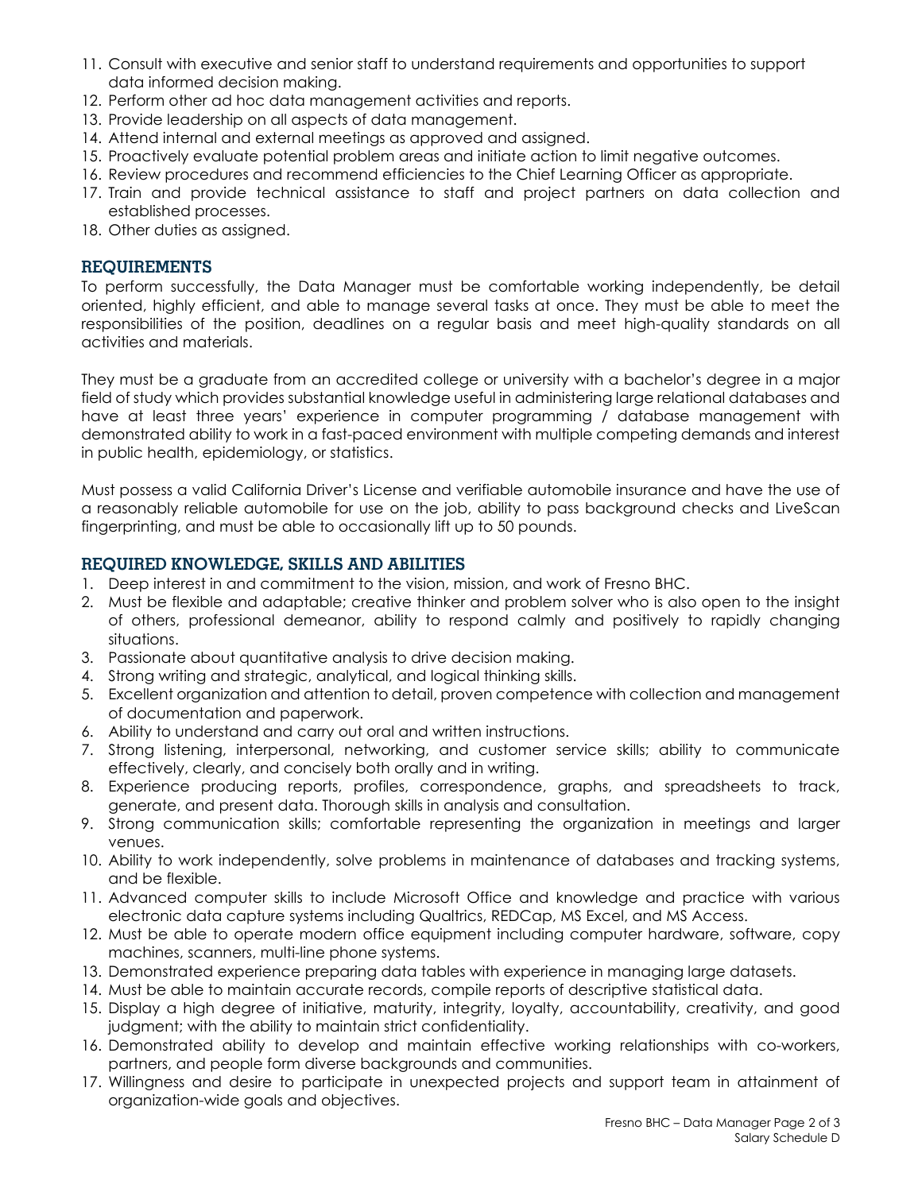11. Consult with executive and senior staff to understand requirements and opportunities to support data informed decision making.
12. Perform other ad hoc data management activities and reports.
13. Provide leadership on all aspects of data management.
14. Attend internal and external meetings as approved and assigned.
15. Proactively evaluate potential problem areas and initiate action to limit negative outcomes.
16. Review procedures and recommend efficiencies to the Chief Learning Officer as appropriate.
17. Train and provide technical assistance to staff and project partners on data collection and established processes.
18. Other duties as assigned.

## REQUIREMENTS

To perform successfully, the Data Manager must be comfortable working independently, be detail oriented, highly efficient, and able to manage several tasks at once. They must be able to meet the responsibilities of the position, deadlines on a regular basis and meet high-quality standards on all activities and materials.

They must be a graduate from an accredited college or university with a bachelor's degree in a major field of study which provides substantial knowledge useful in administering large relational databases and have at least three years' experience in computer programming / database management with demonstrated ability to work in a fast-paced environment with multiple competing demands and interest in public health, epidemiology, or statistics.

Must possess a valid California Driver's License and verifiable automobile insurance and have the use of a reasonably reliable automobile for use on the job, ability to pass background checks and LiveScan fingerprinting, and must be able to occasionally lift up to 50 pounds.

## REQUIRED KNOWLEDGE, SKILLS AND ABILITIES

1. Deep interest in and commitment to the vision, mission, and work of Fresno BHC.
2. Must be flexible and adaptable; creative thinker and problem solver who is also open to the insight of others, professional demeanor, ability to respond calmly and positively to rapidly changing situations.
3. Passionate about quantitative analysis to drive decision making.
4. Strong writing and strategic, analytical, and logical thinking skills.
5. Excellent organization and attention to detail, proven competence with collection and management of documentation and paperwork.
6. Ability to understand and carry out oral and written instructions.
7. Strong listening, interpersonal, networking, and customer service skills; ability to communicate effectively, clearly, and concisely both orally and in writing.
8. Experience producing reports, profiles, correspondence, graphs, and spreadsheets to track, generate, and present data. Thorough skills in analysis and consultation.
9. Strong communication skills; comfortable representing the organization in meetings and larger venues.
10. Ability to work independently, solve problems in maintenance of databases and tracking systems, and be flexible.
11. Advanced computer skills to include Microsoft Office and knowledge and practice with various electronic data capture systems including Qualtrics, REDCap, MS Excel, and MS Access.
12. Must be able to operate modern office equipment including computer hardware, software, copy machines, scanners, multi-line phone systems.
13. Demonstrated experience preparing data tables with experience in managing large datasets.
14. Must be able to maintain accurate records, compile reports of descriptive statistical data.
15. Display a high degree of initiative, maturity, integrity, loyalty, accountability, creativity, and good judgment; with the ability to maintain strict confidentiality.
16. Demonstrated ability to develop and maintain effective working relationships with co-workers, partners, and people form diverse backgrounds and communities.
17. Willingness and desire to participate in unexpected projects and support team in attainment of organization-wide goals and objectives.

Salary Schedule D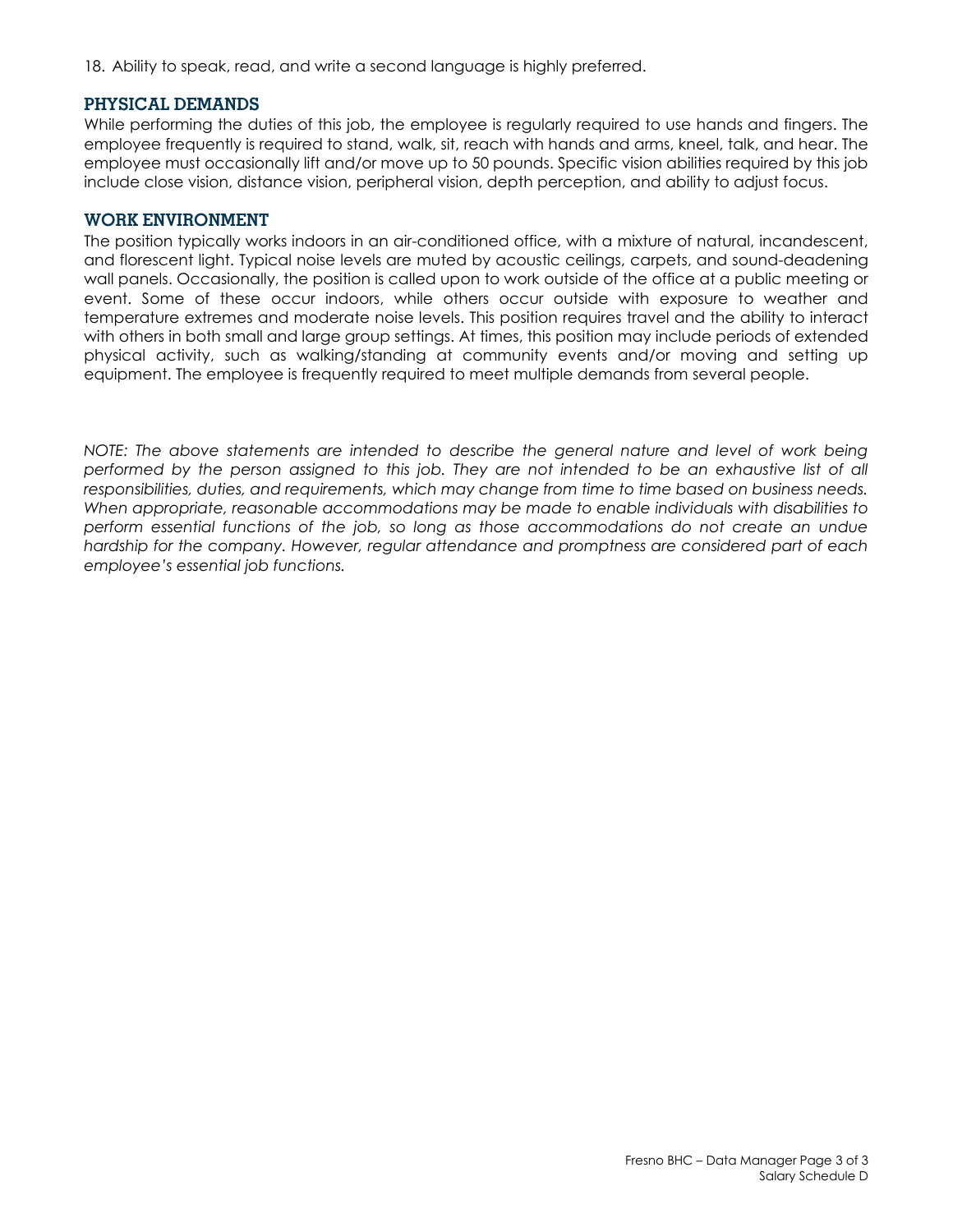18. Ability to speak, read, and write a second language is highly preferred.

## PHYSICAL DEMANDS

While performing the duties of this job, the employee is regularly required to use hands and fingers. The employee frequently is required to stand, walk, sit, reach with hands and arms, kneel, talk, and hear. The employee must occasionally lift and/or move up to 50 pounds. Specific vision abilities required by this job include close vision, distance vision, peripheral vision, depth perception, and ability to adjust focus.

## WORK ENVIRONMENT

The position typically works indoors in an air-conditioned office, with a mixture of natural, incandescent, and florescent light. Typical noise levels are muted by acoustic ceilings, carpets, and sound-deadening wall panels. Occasionally, the position is called upon to work outside of the office at a public meeting or event. Some of these occur indoors, while others occur outside with exposure to weather and temperature extremes and moderate noise levels. This position requires travel and the ability to interact with others in both small and large group settings. At times, this position may include periods of extended physical activity, such as walking/standing at community events and/or moving and setting up equipment. The employee is frequently required to meet multiple demands from several people.

*NOTE: The above statements are intended to describe the general nature and level of work being performed by the person assigned to this job. They are not intended to be an exhaustive list of all responsibilities, duties, and requirements, which may change from time to time based on business needs. When appropriate, reasonable accommodations may be made to enable individuals with disabilities to perform essential functions of the job, so long as those accommodations do not create an undue hardship for the company. However, regular attendance and promptness are considered part of each employee's essential job functions.*